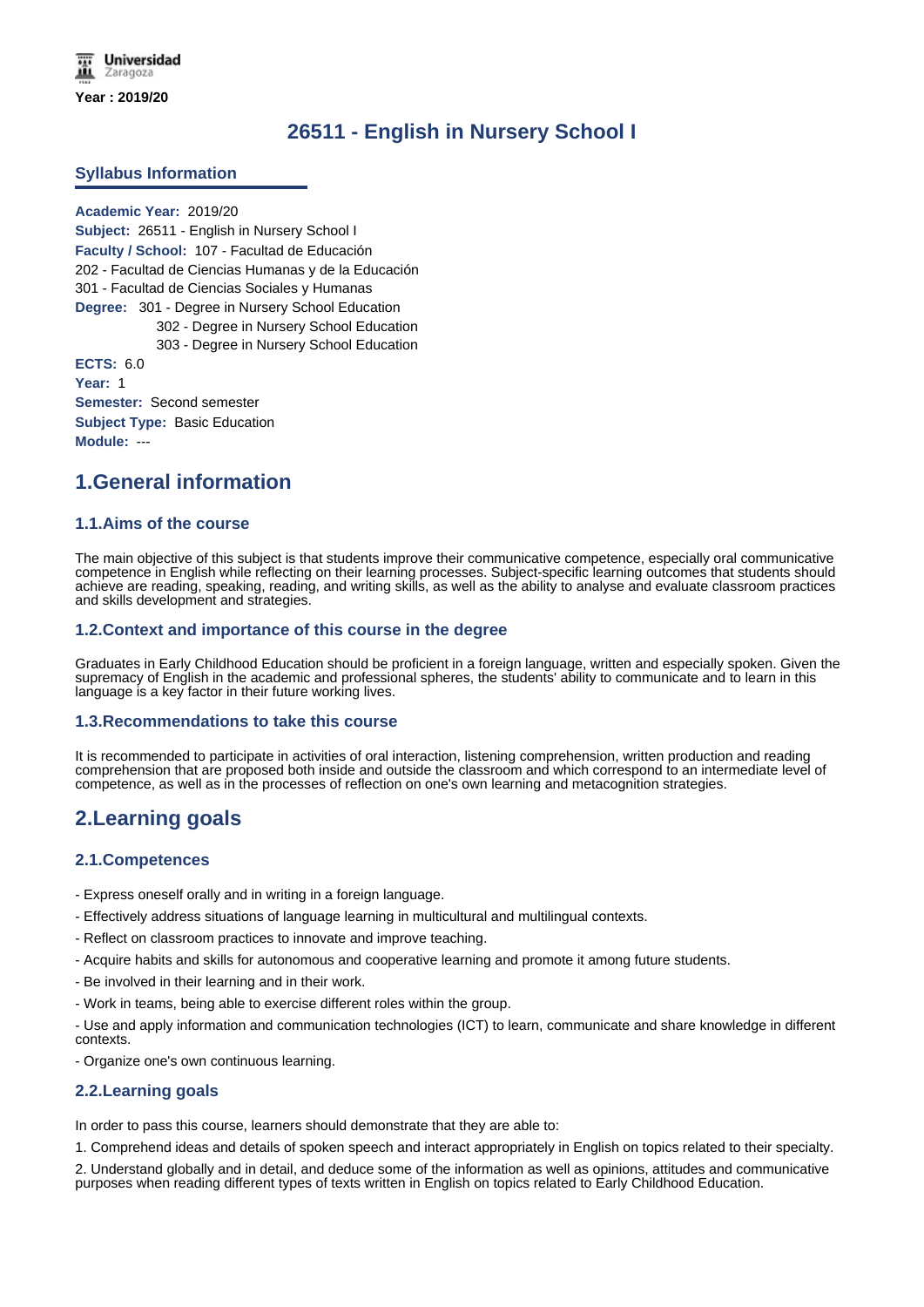Year : 2019/20

# 26511 - English in Nursery School I

## Syllabus Information

**Academic Year:** 2019/20
**Subject:** 26511 - English in Nursery School I
**Faculty / School:** 107 - Facultad de Educación
202 - Facultad de Ciencias Humanas y de la Educación
301 - Facultad de Ciencias Sociales y Humanas
**Degree:** 301 - Degree in Nursery School Education
302 - Degree in Nursery School Education
303 - Degree in Nursery School Education
**ECTS:** 6.0
**Year:** 1
**Semester:** Second semester
**Subject Type:** Basic Education
**Module:** ---

## 1.General information

### 1.1.Aims of the course

The main objective of this subject is that students improve their communicative competence, especially oral communicative competence in English while reflecting on their learning processes. Subject-specific learning outcomes that students should achieve are reading, speaking, reading, and writing skills, as well as the ability to analyse and evaluate classroom practices and skills development and strategies.

### 1.2.Context and importance of this course in the degree

Graduates in Early Childhood Education should be proficient in a foreign language, written and especially spoken. Given the supremacy of English in the academic and professional spheres, the students' ability to communicate and to learn in this language is a key factor in their future working lives.

### 1.3.Recommendations to take this course

It is recommended to participate in activities of oral interaction, listening comprehension, written production and reading comprehension that are proposed both inside and outside the classroom and which correspond to an intermediate level of competence, as well as in the processes of reflection on one's own learning and metacognition strategies.

## 2.Learning goals

### 2.1.Competences

- Express oneself orally and in writing in a foreign language.
- Effectively address situations of language learning in multicultural and multilingual contexts.
- Reflect on classroom practices to innovate and improve teaching.
- Acquire habits and skills for autonomous and cooperative learning and promote it among future students.
- Be involved in their learning and in their work.
- Work in teams, being able to exercise different roles within the group.
- Use and apply information and communication technologies (ICT) to learn, communicate and share knowledge in different contexts.
- Organize one's own continuous learning.

### 2.2.Learning goals

In order to pass this course, learners should demonstrate that they are able to:

1. Comprehend ideas and details of spoken speech and interact appropriately in English on topics related to their specialty.

2. Understand globally and in detail, and deduce some of the information as well as opinions, attitudes and communicative purposes when reading different types of texts written in English on topics related to Early Childhood Education.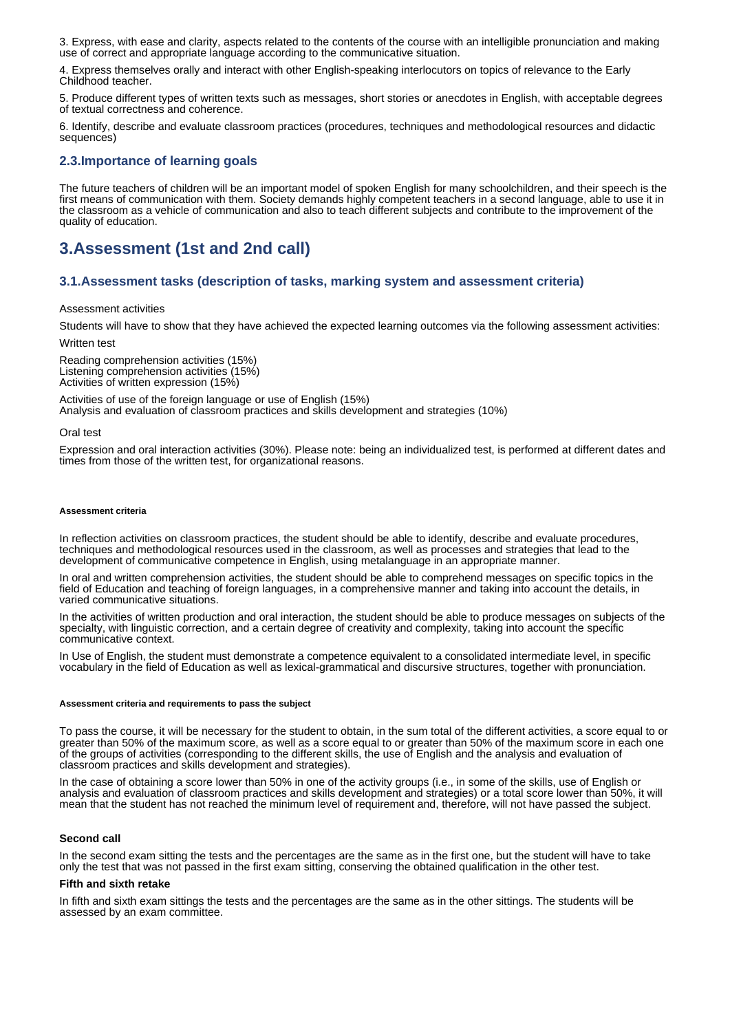3. Express, with ease and clarity, aspects related to the contents of the course with an intelligible pronunciation and making use of correct and appropriate language according to the communicative situation.

4. Express themselves orally and interact with other English-speaking interlocutors on topics of relevance to the Early Childhood teacher.

5. Produce different types of written texts such as messages, short stories or anecdotes in English, with acceptable degrees of textual correctness and coherence.

6. Identify, describe and evaluate classroom practices (procedures, techniques and methodological resources and didactic sequences)

### 2.3.Importance of learning goals

The future teachers of children will be an important model of spoken English for many schoolchildren, and their speech is the first means of communication with them. Society demands highly competent teachers in a second language, able to use it in the classroom as a vehicle of communication and also to teach different subjects and contribute to the improvement of the quality of education.

## 3.Assessment (1st and 2nd call)

### 3.1.Assessment tasks (description of tasks, marking system and assessment criteria)

Assessment activities

Students will have to show that they have achieved the expected learning outcomes via the following assessment activities:

Written test

Reading comprehension activities (15%)
Listening comprehension activities (15%)
Activities of written expression (15%)

Activities of use of the foreign language or use of English (15%)
Analysis and evaluation of classroom practices and skills development and strategies (10%)

Oral test

Expression and oral interaction activities (30%). Please note: being an individualized test, is performed at different dates and times from those of the written test, for organizational reasons.

###### Assessment criteria

In reflection activities on classroom practices, the student should be able to identify, describe and evaluate procedures, techniques and methodological resources used in the classroom, as well as processes and strategies that lead to the development of communicative competence in English, using metalanguage in an appropriate manner.

In oral and written comprehension activities, the student should be able to comprehend messages on specific topics in the field of Education and teaching of foreign languages, in a comprehensive manner and taking into account the details, in varied communicative situations.

In the activities of written production and oral interaction, the student should be able to produce messages on subjects of the specialty, with linguistic correction, and a certain degree of creativity and complexity, taking into account the specific communicative context.

In Use of English, the student must demonstrate a competence equivalent to a consolidated intermediate level, in specific vocabulary in the field of Education as well as lexical-grammatical and discursive structures, together with pronunciation.

###### Assessment criteria and requirements to pass the subject

To pass the course, it will be necessary for the student to obtain, in the sum total of the different activities, a score equal to or greater than 50% of the maximum score, as well as a score equal to or greater than 50% of the maximum score in each one of the groups of activities (corresponding to the different skills, the use of English and the analysis and evaluation of classroom practices and skills development and strategies).

In the case of obtaining a score lower than 50% in one of the activity groups (i.e., in some of the skills, use of English or analysis and evaluation of classroom practices and skills development and strategies) or a total score lower than 50%, it will mean that the student has not reached the minimum level of requirement and, therefore, will not have passed the subject.

**Second call**

In the second exam sitting the tests and the percentages are the same as in the first one, but the student will have to take only the test that was not passed in the first exam sitting, conserving the obtained qualification in the other test.

**Fifth and sixth retake**

In fifth and sixth exam sittings the tests and the percentages are the same as in the other sittings. The students will be assessed by an exam committee.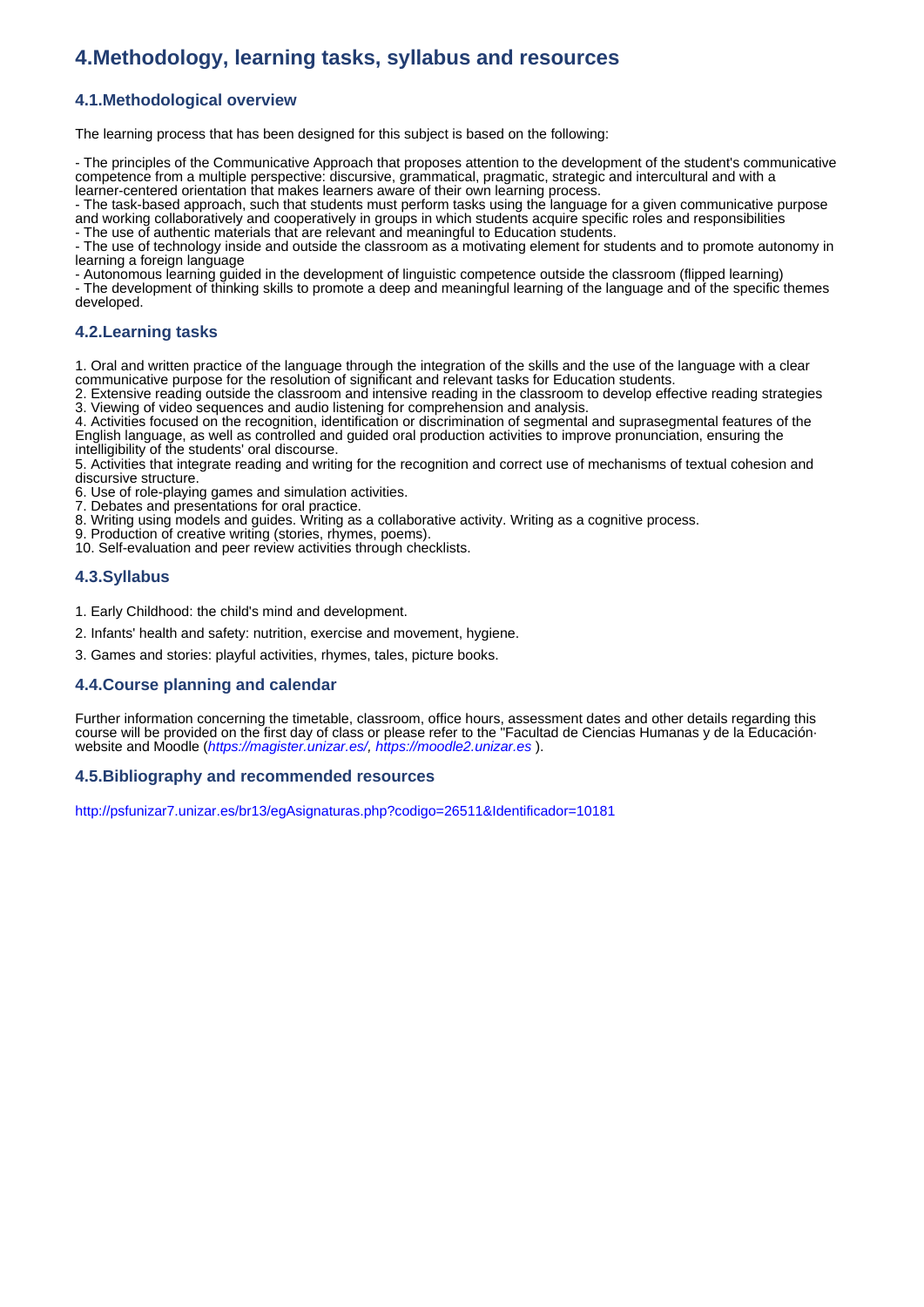# 4.Methodology, learning tasks, syllabus and resources

## 4.1.Methodological overview

The learning process that has been designed for this subject is based on the following:

- The principles of the Communicative Approach that proposes attention to the development of the student's communicative competence from a multiple perspective: discursive, grammatical, pragmatic, strategic and intercultural and with a learner-centered orientation that makes learners aware of their own learning process.
- The task-based approach, such that students must perform tasks using the language for a given communicative purpose and working collaboratively and cooperatively in groups in which students acquire specific roles and responsibilities
- The use of authentic materials that are relevant and meaningful to Education students.
- The use of technology inside and outside the classroom as a motivating element for students and to promote autonomy in learning a foreign language
- Autonomous learning guided in the development of linguistic competence outside the classroom (flipped learning)
- The development of thinking skills to promote a deep and meaningful learning of the language and of the specific themes developed.

## 4.2.Learning tasks

1. Oral and written practice of the language through the integration of the skills and the use of the language with a clear communicative purpose for the resolution of significant and relevant tasks for Education students.
2. Extensive reading outside the classroom and intensive reading in the classroom to develop effective reading strategies
3. Viewing of video sequences and audio listening for comprehension and analysis.
4. Activities focused on the recognition, identification or discrimination of segmental and suprasegmental features of the English language, as well as controlled and guided oral production activities to improve pronunciation, ensuring the intelligibility of the students' oral discourse.
5. Activities that integrate reading and writing for the recognition and correct use of mechanisms of textual cohesion and discursive structure.
6. Use of role-playing games and simulation activities.
7. Debates and presentations for oral practice.
8. Writing using models and guides. Writing as a collaborative activity. Writing as a cognitive process.
9. Production of creative writing (stories, rhymes, poems).
10. Self-evaluation and peer review activities through checklists.

## 4.3.Syllabus

1. Early Childhood: the child's mind and development.
2. Infants' health and safety: nutrition, exercise and movement, hygiene.
3. Games and stories: playful activities, rhymes, tales, picture books.

## 4.4.Course planning and calendar

Further information concerning the timetable, classroom, office hours, assessment dates and other details regarding this course will be provided on the first day of class or please refer to the "Facultad de Ciencias Humanas y de la Educación· website and Moodle (*https://magister.unizar.es/*, *https://moodle2.unizar.es* ).

## 4.5.Bibliography and recommended resources

http://psfunizar7.unizar.es/br13/egAsignaturas.php?codigo=26511&Identificador=10181